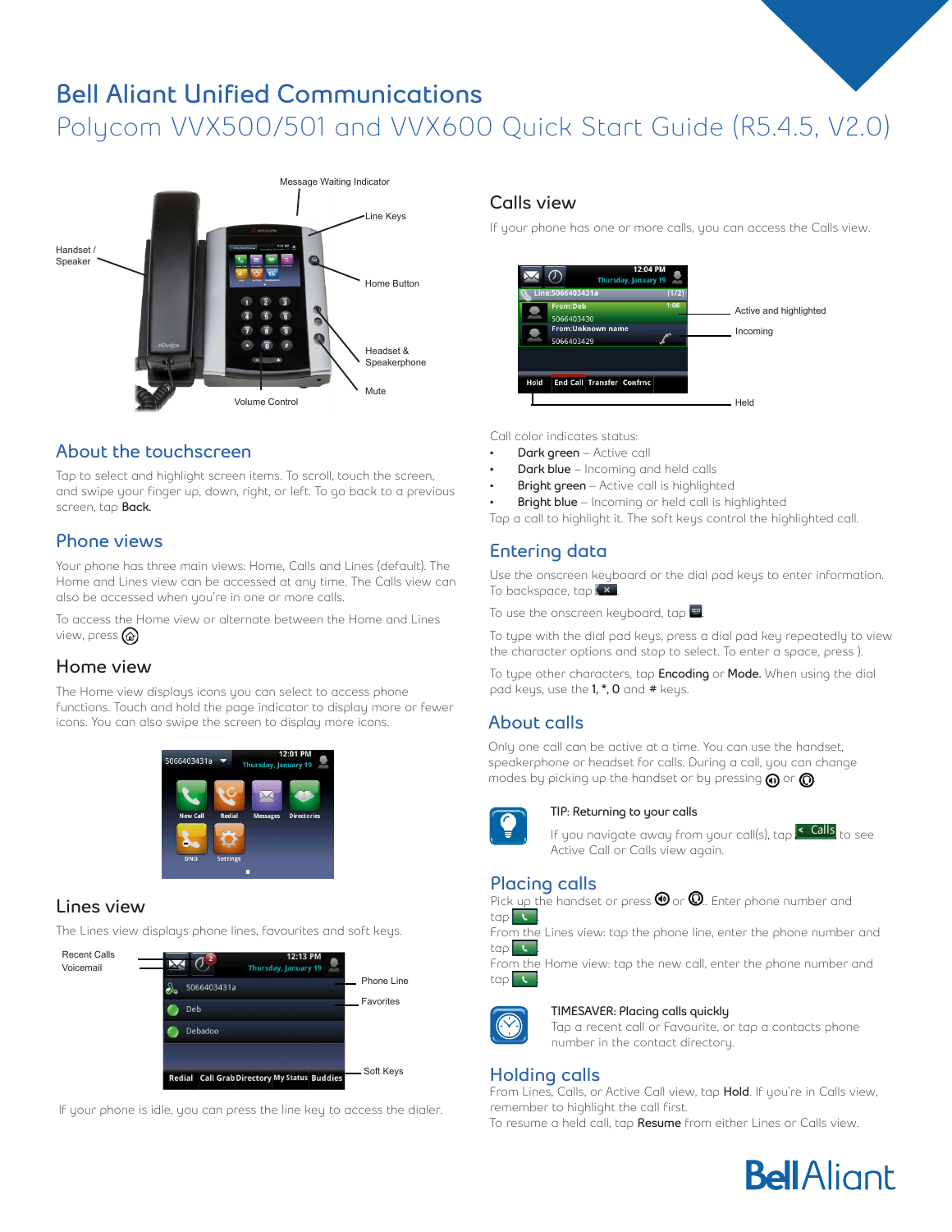# Bell Aliant Unified Communications

## Polycom VVX500/501 and VVX600 Quick Start Guide (R5.4.5, V2.0)

## About the touchscreen

Tap to select and highlight screen items. To scroll, touch the screen, and swipe your finger up, down, right, or left. To go back to a previous screen, tap **Back.**

## Phone views

Your phone has three main views: Home, Calls and Lines (default). The Home and Lines view can be accessed at any time. The Calls view can also be accessed when you're in one or more calls.

To access the Home view or alternate between the Home and Lines view, press

### Home view

The Home view displays icons you can select to access phone functions. Touch and hold the page indicator to display more or fewer icons. You can also swipe the screen to display more icons.

### Lines view

The Lines view displays phone lines, favourites and soft keys.

If your phone is idle, you can press the line key to access the dialer.

### Calls view

If your phone has one or more calls, you can access the Calls view.

Call color indicates status:

- **Dark green** – Active call
- **Dark blue** – Incoming and held calls
- **Bright green** – Active call is highlighted
- **Bright blue** – Incoming or held call is highlighted

Tap a call to highlight it. The soft keys control the highlighted call.

## Entering data

Use the onscreen keyboard or the dial pad keys to enter information. To backspace, tap

To use the onscreen keyboard, tap

To type with the dial pad keys, press a dial pad key repeatedly to view the character options and stop to select. To enter a space, press ).

To type other characters, tap **Encoding** or **Mode.** When using the dial pad keys, use the **1, \*, 0** and **#** keys.

## About calls

Only one call can be active at a time. You can use the handset, speakerphone or headset for calls. During a call, you can change modes by picking up the handset or by pressing or

**TIP: Returning to your calls**

If you navigate away from your call(s), tap Calls to see Active Call or Calls view again.

## Placing calls

Pick up the handset or press or . Enter phone number and tap .

From the Lines view: tap the phone line, enter the phone number and tap .

From the Home view: tap the new call, enter the phone number and tap .

**TIMESAVER: Placing calls quickly**

Tap a recent call or Favourite, or tap a contacts phone number in the contact directory.

## Holding calls

From Lines, Calls, or Active Call view, tap **Hold**. If you're in Calls view, remember to highlight the call first.

To resume a held call, tap **Resume** from either Lines or Calls view.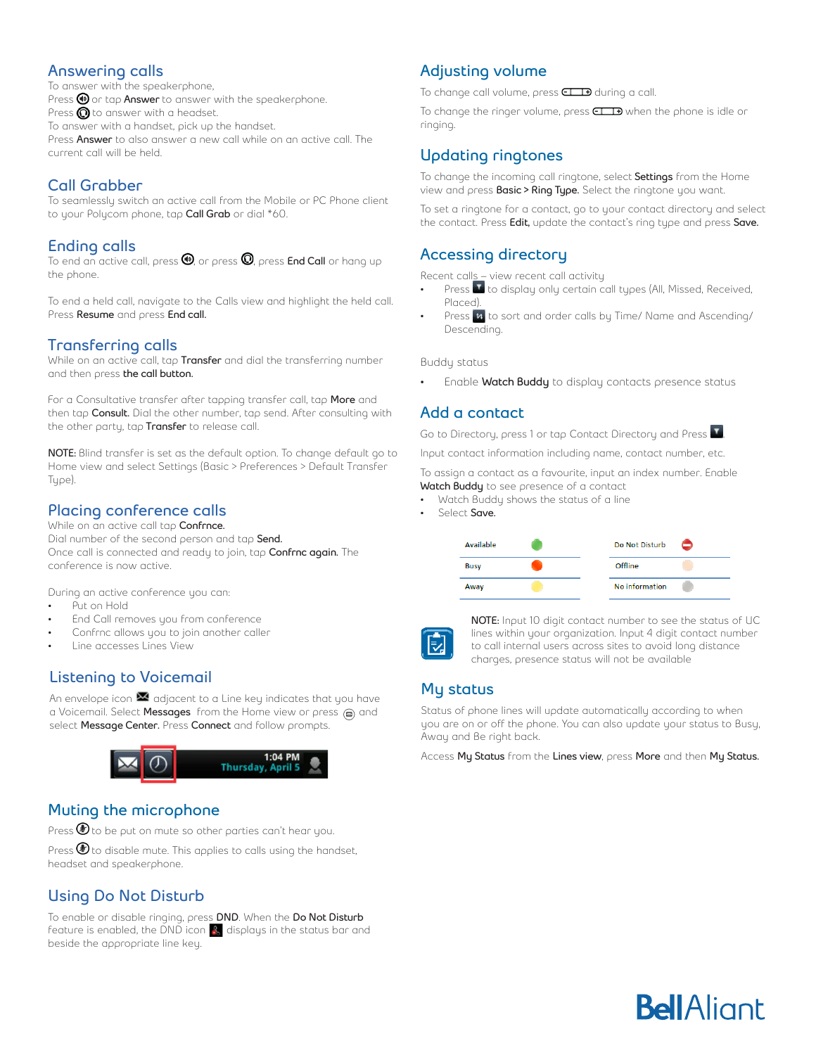## Answering calls

To answer with the speakerphone,
Press or tap **Answer** to answer with the speakerphone.
Press to answer with a headset.
To answer with a handset, pick up the handset.
Press **Answer** to also answer a new call while on an active call. The current call will be held.

## Call Grabber

To seamlessly switch an active call from the Mobile or PC Phone client to your Polycom phone, tap **Call Grab** or dial *60.

## Ending calls

To end an active call, press , or press , press **End Call** or hang up the phone.

To end a held call, navigate to the Calls view and highlight the held call. Press **Resume** and press **End call.**

## Transferring calls

While on an active call, tap **Transfer** and dial the transferring number and then press **the call button.**

For a Consultative transfer after tapping transfer call, tap **More** and then tap **Consult.** Dial the other number, tap send. After consulting with the other party, tap **Transfer** to release call.

**NOTE:** Blind transfer is set as the default option. To change default go to Home view and select Settings (Basic > Preferences > Default Transfer Type).

## Placing conference calls

While on an active call tap **Confrnce.**
Dial number of the second person and tap **Send.**
Once call is connected and ready to join, tap **Confrnc again.** The conference is now active.

During an active conference you can:

- Put on Hold
- End Call removes you from conference
- Confrnc allows you to join another caller
- Line accesses Lines View

## Listening to Voicemail

An envelope icon adjacent to a Line key indicates that you have a Voicemail. Select **Messages** from the Home view or press and select **Message Center.** Press **Connect** and follow prompts.

1:04 PM
Thursday, April 5

## Muting the microphone

Press to be put on mute so other parties can't hear you.

Press to disable mute. This applies to calls using the handset, headset and speakerphone.

## Using Do Not Disturb

To enable or disable ringing, press **DND**. When the **Do Not Disturb** feature is enabled, the DND icon displays in the status bar and beside the appropriate line key.

## Adjusting volume

To change call volume, press during a call.

To change the ringer volume, press when the phone is idle or ringing.

## Updating ringtones

To change the incoming call ringtone, select **Settings** from the Home view and press **Basic > Ring Type.** Select the ringtone you want.

To set a ringtone for a contact, go to your contact directory and select the contact. Press **Edit,** update the contact's ring type and press **Save.**

## Accessing directory

Recent calls – view recent call activity

- Press to display only certain call types (All, Missed, Received, Placed).
- Press to sort and order calls by Time/ Name and Ascending/ Descending.

Buddy status

- Enable **Watch Buddy** to display contacts presence status

## Add a contact

Go to Directory, press 1 or tap Contact Directory and Press .

Input contact information including name, contact number, etc.

To assign a contact as a favourite, input an index number. Enable **Watch Buddy** to see presence of a contact

- Watch Buddy shows the status of a line
- Select **Save.**

| | | | |
|---|---|---|---|
| Available | | Do Not Disturb | |
| Busy | | Offline | |
| Away | | No information | |

**NOTE:** Input 10 digit contact number to see the status of UC lines within your organization. Input 4 digit contact number to call internal users across sites to avoid long distance charges, presence status will not be available

## My status

Status of phone lines will update automatically according to when you are on or off the phone. You can also update your status to Busy, Away and Be right back.

Access **My Status** from the **Lines view**, press **More** and then **My Status.**

BellAliant